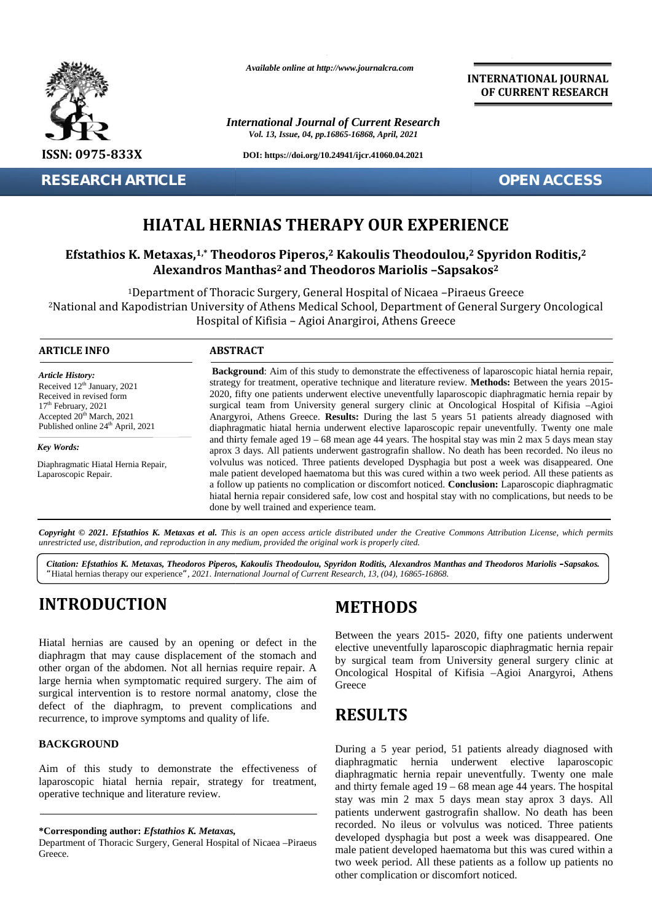*Available online at http://www.journalcra.com*

**INTERNATIONAL JOURNAL OF CURRENT RESEARCH**

*International Journal of Current Research*
*Vol. 13, Issue, 04, pp.16865-16868, April, 2021*

**DOI: https://doi.org/10.24941/ijcr.41060.04.2021**

**ISSN: 0975-833X**

**RESEARCH ARTICLE** **OPEN ACCESS**

# HIATAL HERNIAS THERAPY OUR EXPERIENCE

**Efstathios K. Metaxas,[1,*] Theodoros Piperos,[2] Kakoulis Theodoulou,[2] Spyridon Roditis,[2] Alexandros Manthas[2] and Theodoros Mariolis –Sapsakos[2]**

[1]Department of Thoracic Surgery, General Hospital of Nicaea –Piraeus Greece
[2]National and Kapodistrian University of Athens Medical School, Department of General Surgery Oncological Hospital of Kifisia – Agioi Anargiroi, Athens Greece

**ARTICLE INFO**

*Article History:*
Received 12th January, 2021
Received in revised form
17th February, 2021
Accepted 20th March, 2021
Published online 24th April, 2021

*Key Words:*
Diaphragmatic Hiatal Hernia Repair, Laparoscopic Repair.

**ABSTRACT**

**Background**: Aim of this study to demonstrate the effectiveness of laparoscopic hiatal hernia repair, strategy for treatment, operative technique and literature review. **Methods:** Between the years 2015-2020, fifty one patients underwent elective uneventfully laparoscopic diaphragmatic hernia repair by surgical team from University general surgery clinic at Oncological Hospital of Kifisia –Agioi Anargyroi, Athens Greece. **Results:** During the last 5 years 51 patients already diagnosed with diaphragmatic hiatal hernia underwent elective laparoscopic repair uneventfully. Twenty one male and thirty female aged 19 – 68 mean age 44 years. The hospital stay was min 2 max 5 days mean stay aprox 3 days. All patients underwent gastrografin shallow. No death has been recorded. No ileus no volvulus was noticed. Three patients developed Dysphagia but post a week was disappeared. One male patient developed haematoma but this was cured within a two week period. All these patients as a follow up patients no complication or discomfort noticed. **Conclusion:** Laparoscopic diaphragmatic hiatal hernia repair considered safe, low cost and hospital stay with no complications, but needs to be done by well trained and experience team.

***Copyright © 2021. Efstathios K. Metaxas et al.*** *This is an open access article distributed under the Creative Commons Attribution License, which permits unrestricted use, distribution, and reproduction in any medium, provided the original work is properly cited.*

***Citation: Efstathios K. Metaxas, Theodoros Piperos, Kakoulis Theodoulou, Spyridon Roditis, Alexandros Manthas and Theodoros Mariolis –Sapsakos.*** "Hiatal hernias therapy our experience", *2021. International Journal of Current Research, 13, (04), 16865-16868.*

# INTRODUCTION

Hiatal hernias are caused by an opening or defect in the diaphragm that may cause displacement of the stomach and other organ of the abdomen. Not all hernias require repair. A large hernia when symptomatic required surgery. The aim of surgical intervention is to restore normal anatomy, close the defect of the diaphragm, to prevent complications and recurrence, to improve symptoms and quality of life.

### BACKGROUND

Aim of this study to demonstrate the effectiveness of laparoscopic hiatal hernia repair, strategy for treatment, operative technique and literature review.

**\*Corresponding author:** ***Efstathios K. Metaxas,***
Department of Thoracic Surgery, General Hospital of Nicaea –Piraeus Greece.

# METHODS

Between the years 2015- 2020, fifty one patients underwent elective uneventfully laparoscopic diaphragmatic hernia repair by surgical team from University general surgery clinic at Oncological Hospital of Kifisia –Agioi Anargyroi, Athens Greece

# RESULTS

During a 5 year period, 51 patients already diagnosed with diaphragmatic hernia underwent elective laparoscopic diaphragmatic hernia repair uneventfully. Twenty one male and thirty female aged 19 – 68 mean age 44 years. The hospital stay was min 2 max 5 days mean stay aprox 3 days. All patients underwent gastrografin shallow. No death has been recorded. No ileus or volvulus was noticed. Three patients developed dysphagia but post a week was disappeared. One male patient developed haematoma but this was cured within a two week period. All these patients as a follow up patients no other complication or discomfort noticed.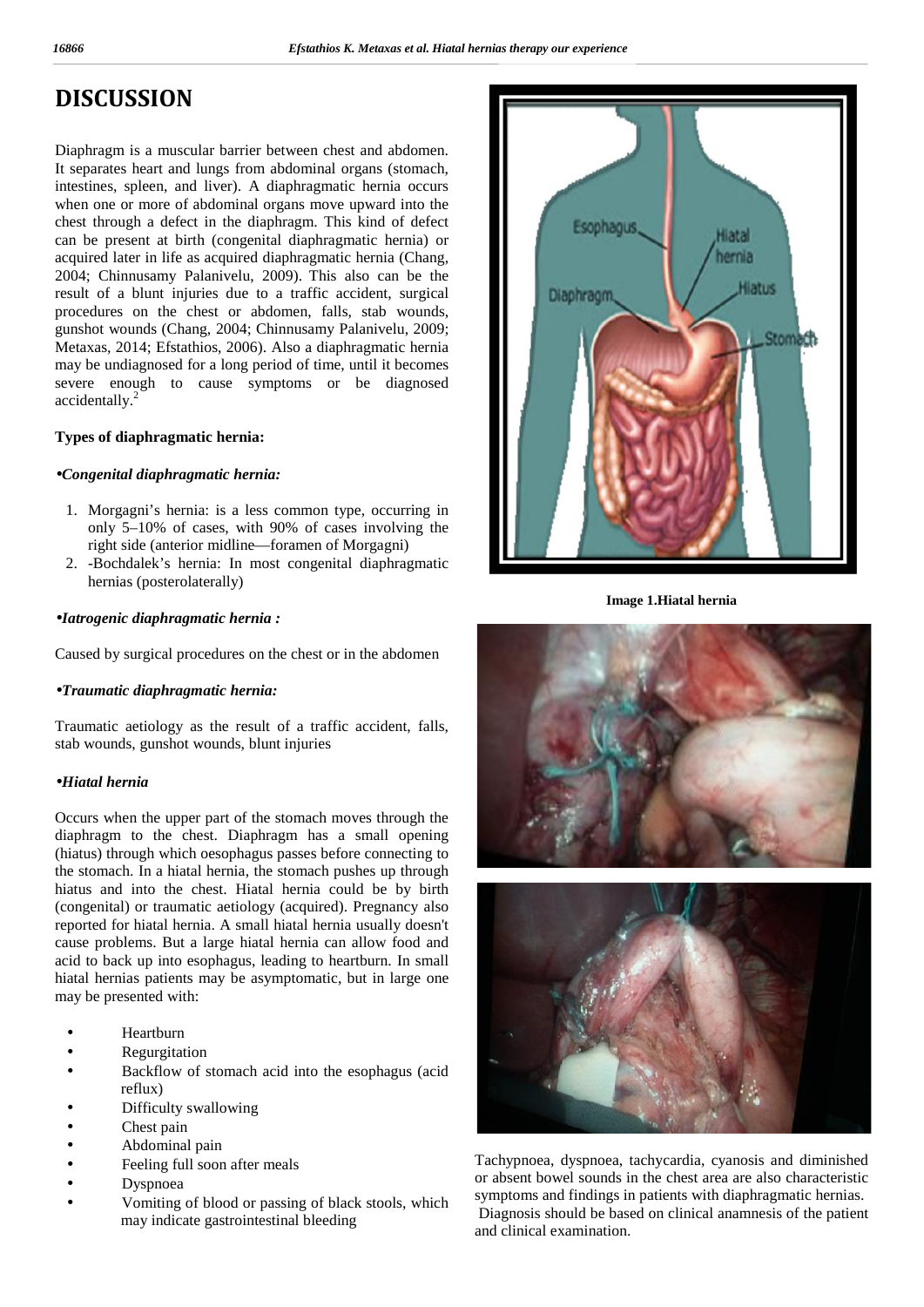# DISCUSSION

Diaphragm is a muscular barrier between chest and abdomen. It separates heart and lungs from abdominal organs (stomach, intestines, spleen, and liver). A diaphragmatic hernia occurs when one or more of abdominal organs move upward into the chest through a defect in the diaphragm. This kind of defect can be present at birth (congenital diaphragmatic hernia) or acquired later in life as acquired diaphragmatic hernia (Chang, 2004; Chinnusamy Palanivelu, 2009). This also can be the result of a blunt injuries due to a traffic accident, surgical procedures on the chest or abdomen, falls, stab wounds, gunshot wounds (Chang, 2004; Chinnusamy Palanivelu, 2009; Metaxas, 2014; Efstathios, 2006). Also a diaphragmatic hernia may be undiagnosed for a long period of time, until it becomes severe enough to cause symptoms or be diagnosed accidentally.[2]

### Types of diaphragmatic hernia:

***•Congenital diaphragmatic hernia:***

1. Morgagni's hernia: is a less common type, occurring in only 5–10% of cases, with 90% of cases involving the right side (anterior midline—foramen of Morgagni)
2. -Bochdalek's hernia: In most congenital diaphragmatic hernias (posterolaterally)

***•Iatrogenic diaphragmatic hernia :***

Caused by surgical procedures on the chest or in the abdomen

***•Traumatic diaphragmatic hernia:***

Traumatic aetiology as the result of a traffic accident, falls, stab wounds, gunshot wounds, blunt injuries

***•Hiatal hernia***

Occurs when the upper part of the stomach moves through the diaphragm to the chest. Diaphragm has a small opening (hiatus) through which oesophagus passes before connecting to the stomach. In a hiatal hernia, the stomach pushes up through hiatus and into the chest. Hiatal hernia could be by birth (congenital) or traumatic aetiology (acquired). Pregnancy also reported for hiatal hernia. A small hiatal hernia usually doesn't cause problems. But a large hiatal hernia can allow food and acid to back up into esophagus, leading to heartburn. In small hiatal hernias patients may be asymptomatic, but in large one may be presented with:

- Heartburn
- Regurgitation
- Backflow of stomach acid into the esophagus (acid reflux)
- Difficulty swallowing
- Chest pain
- Abdominal pain
- Feeling full soon after meals
- Dyspnoea
- Vomiting of blood or passing of black stools, which may indicate gastrointestinal bleeding

**Image 1.Hiatal hernia**

Tachypnoea, dyspnoea, tachycardia, cyanosis and diminished or absent bowel sounds in the chest area are also characteristic symptoms and findings in patients with diaphragmatic hernias. Diagnosis should be based on clinical anamnesis of the patient and clinical examination.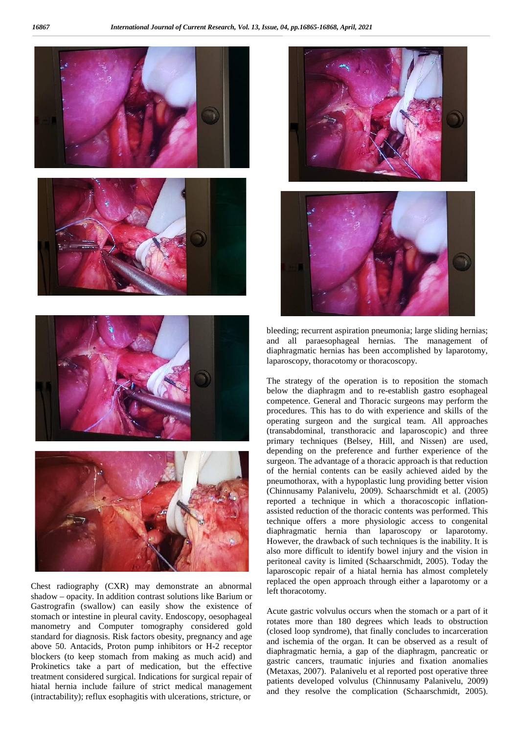Chest radiography (CXR) may demonstrate an abnormal shadow – opacity. In addition contrast solutions like Barium or Gastrografin (swallow) can easily show the existence of stomach or intestine in pleural cavity. Endoscopy, oesophageal manometry and Computer tomography considered gold standard for diagnosis. Risk factors obesity, pregnancy and age above 50. Antacids, Proton pump inhibitors or H-2 receptor blockers (to keep stomach from making as much acid) and Prokinetics take a part of medication, but the effective treatment considered surgical. Indications for surgical repair of hiatal hernia include failure of strict medical management (intractability); reflux esophagitis with ulcerations, stricture, or bleeding; recurrent aspiration pneumonia; large sliding hernias; and all paraesophageal hernias. The management of diaphragmatic hernias has been accomplished by laparotomy, laparoscopy, thoracotomy or thoracoscopy.

The strategy of the operation is to reposition the stomach below the diaphragm and to re-establish gastro esophageal competence. General and Thoracic surgeons may perform the procedures. This has to do with experience and skills of the operating surgeon and the surgical team. All approaches (transabdominal, transthoracic and laparoscopic) and three primary techniques (Belsey, Hill, and Nissen) are used, depending on the preference and further experience of the surgeon. The advantage of a thoracic approach is that reduction of the hernial contents can be easily achieved aided by the pneumothorax, with a hypoplastic lung providing better vision (Chinnusamy Palanivelu, 2009). Schaarschmidt et al. (2005) reported a technique in which a thoracoscopic inflation-assisted reduction of the thoracic contents was performed. This technique offers a more physiologic access to congenital diaphragmatic hernia than laparoscopy or laparotomy. However, the drawback of such techniques is the inability. It is also more difficult to identify bowel injury and the vision in peritoneal cavity is limited (Schaarschmidt, 2005). Today the laparoscopic repair of a hiatal hernia has almost completely replaced the open approach through either a laparotomy or a left thoracotomy.

Acute gastric volvulus occurs when the stomach or a part of it rotates more than 180 degrees which leads to obstruction (closed loop syndrome), that finally concludes to incarceration and ischemia of the organ. It can be observed as a result of diaphragmatic hernia, a gap of the diaphragm, pancreatic or gastric cancers, traumatic injuries and fixation anomalies (Metaxas, 2007). Palanivelu et al reported post operative three patients developed volvulus (Chinnusamy Palanivelu, 2009) and they resolve the complication (Schaarschmidt, 2005).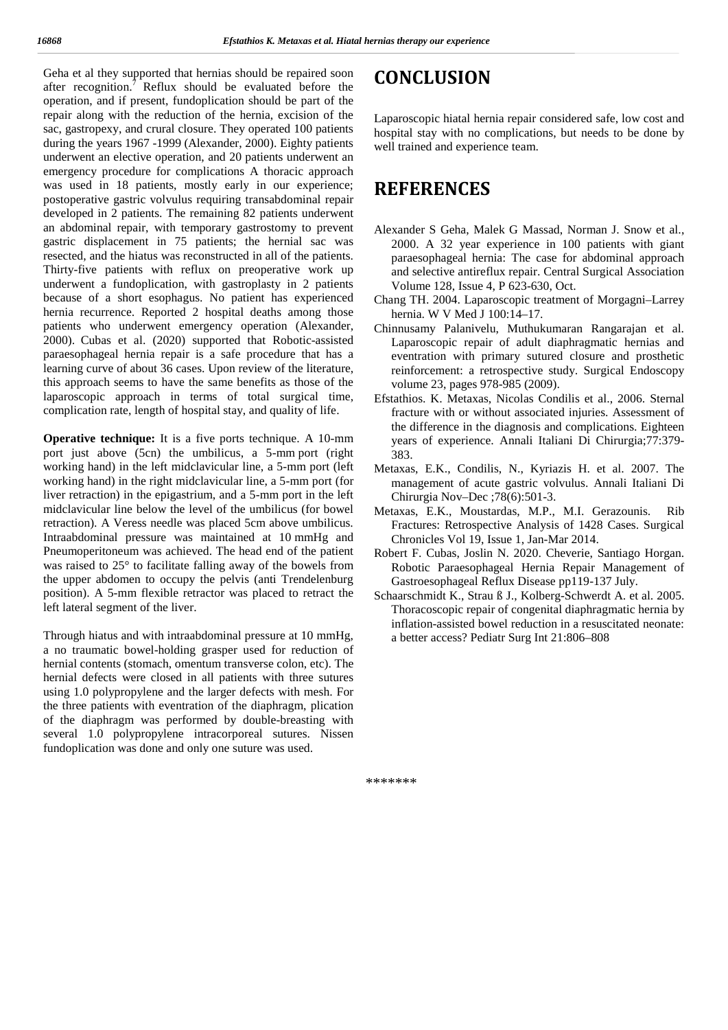Geha et al they supported that hernias should be repaired soon after recognition.[7] Reflux should be evaluated before the operation, and if present, fundoplication should be part of the repair along with the reduction of the hernia, excision of the sac, gastropexy, and crural closure. They operated 100 patients during the years 1967 -1999 (Alexander, 2000). Eighty patients underwent an elective operation, and 20 patients underwent an emergency procedure for complications A thoracic approach was used in 18 patients, mostly early in our experience; postoperative gastric volvulus requiring transabdominal repair developed in 2 patients. The remaining 82 patients underwent an abdominal repair, with temporary gastrostomy to prevent gastric displacement in 75 patients; the hernial sac was resected, and the hiatus was reconstructed in all of the patients. Thirty-five patients with reflux on preoperative work up underwent a fundoplication, with gastroplasty in 2 patients because of a short esophagus. No patient has experienced hernia recurrence. Reported 2 hospital deaths among those patients who underwent emergency operation (Alexander, 2000). Cubas et al. (2020) supported that Robotic-assisted paraesophageal hernia repair is a safe procedure that has a learning curve of about 36 cases. Upon review of the literature, this approach seems to have the same benefits as those of the laparoscopic approach in terms of total surgical time, complication rate, length of hospital stay, and quality of life.

**Operative technique:** It is a five ports technique. A 10-mm port just above (5cn) the umbilicus, a 5-mm port (right working hand) in the left midclavicular line, a 5-mm port (left working hand) in the right midclavicular line, a 5-mm port (for liver retraction) in the epigastrium, and a 5-mm port in the left midclavicular line below the level of the umbilicus (for bowel retraction). A Veress needle was placed 5cm above umbilicus. Intraabdominal pressure was maintained at 10 mmHg and Pneumoperitoneum was achieved. The head end of the patient was raised to 25° to facilitate falling away of the bowels from the upper abdomen to occupy the pelvis (anti Trendelenburg position). A 5-mm flexible retractor was placed to retract the left lateral segment of the liver.

Through hiatus and with intraabdominal pressure at 10 mmHg, a no traumatic bowel-holding grasper used for reduction of hernial contents (stomach, omentum transverse colon, etc). The hernial defects were closed in all patients with three sutures using 1.0 polypropylene and the larger defects with mesh. For the three patients with eventration of the diaphragm, plication of the diaphragm was performed by double-breasting with several 1.0 polypropylene intracorporeal sutures. Nissen fundoplication was done and only one suture was used.

# CONCLUSION

Laparoscopic hiatal hernia repair considered safe, low cost and hospital stay with no complications, but needs to be done by well trained and experience team.

# REFERENCES

Alexander S Geha, Malek G Massad, Norman J. Snow et al., 2000. A 32 year experience in 100 patients with giant paraesophageal hernia: The case for abdominal approach and selective antireflux repair. Central Surgical Association Volume 128, Issue 4, P 623-630, Oct.

Chang TH. 2004. Laparoscopic treatment of Morgagni–Larrey hernia. W V Med J 100:14–17.

Chinnusamy Palanivelu, Muthukumaran Rangarajan et al. Laparoscopic repair of adult diaphragmatic hernias and eventration with primary sutured closure and prosthetic reinforcement: a retrospective study. Surgical Endoscopy volume 23, pages 978-985 (2009).

Efstathios. K. Metaxas, Nicolas Condilis et al., 2006. Sternal fracture with or without associated injuries. Assessment of the difference in the diagnosis and complications. Eighteen years of experience. Annali Italiani Di Chirurgia;77:379-383.

Metaxas, E.K., Condilis, N., Kyriazis H. et al. 2007. The management of acute gastric volvulus. Annali Italiani Di Chirurgia Nov–Dec ;78(6):501-3.

Metaxas, E.K., Moustardas, M.P., M.I. Gerazounis. Rib Fractures: Retrospective Analysis of 1428 Cases. Surgical Chronicles Vol 19, Issue 1, Jan-Mar 2014.

Robert F. Cubas, Joslin N. 2020. Cheverie, Santiago Horgan. Robotic Paraesophageal Hernia Repair Management of Gastroesophageal Reflux Disease pp119-137 July.

Schaarschmidt K., Strau ß J., Kolberg-Schwerdt A. et al. 2005. Thoracoscopic repair of congenital diaphragmatic hernia by inflation-assisted bowel reduction in a resuscitated neonate: a better access? Pediatr Surg Int 21:806–808

*******